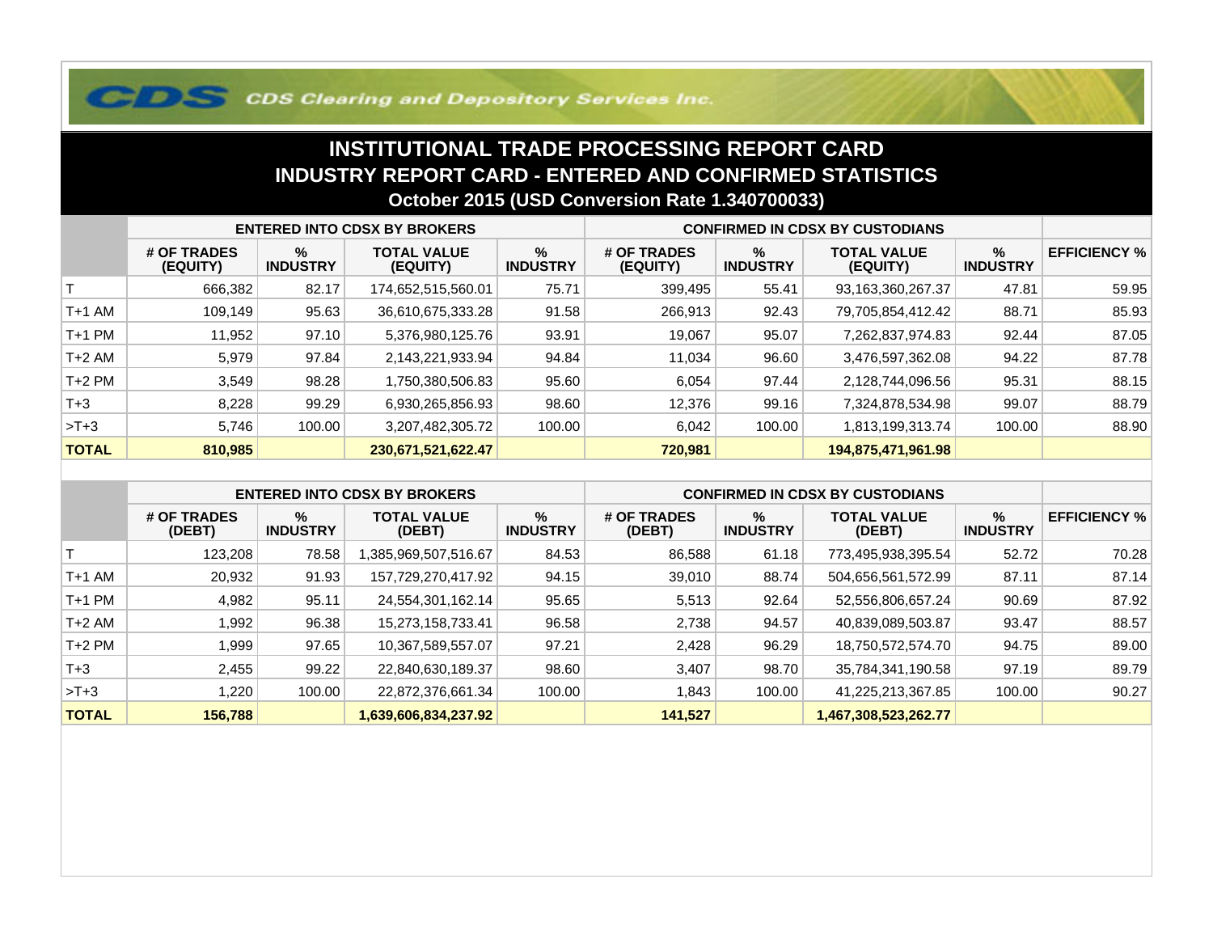CDS Clearing and Depository Services Inc.

# INSTITUTIONAL TRADE PROCESSING REPORT CARD

## INDUSTRY REPORT CARD - ENTERED AND CONFIRMED STATISTICS

### October 2015 (USD Conversion Rate 1.340700033)

| | ENTERED INTO CDSX BY BROKERS | | | | CONFIRMED IN CDSX BY CUSTODIANS | | | | |
|---|---|---|---|---|---|---|---|---|---|
| | # OF TRADES (EQUITY) | % INDUSTRY | TOTAL VALUE (EQUITY) | % INDUSTRY | # OF TRADES (EQUITY) | % INDUSTRY | TOTAL VALUE (EQUITY) | % INDUSTRY | EFFICIENCY % |
| T | 666,382 | 82.17 | 174,652,515,560.01 | 75.71 | 399,495 | 55.41 | 93,163,360,267.37 | 47.81 | 59.95 |
| T+1 AM | 109,149 | 95.63 | 36,610,675,333.28 | 91.58 | 266,913 | 92.43 | 79,705,854,412.42 | 88.71 | 85.93 |
| T+1 PM | 11,952 | 97.10 | 5,376,980,125.76 | 93.91 | 19,067 | 95.07 | 7,262,837,974.83 | 92.44 | 87.05 |
| T+2 AM | 5,979 | 97.84 | 2,143,221,933.94 | 94.84 | 11,034 | 96.60 | 3,476,597,362.08 | 94.22 | 87.78 |
| T+2 PM | 3,549 | 98.28 | 1,750,380,506.83 | 95.60 | 6,054 | 97.44 | 2,128,744,096.56 | 95.31 | 88.15 |
| T+3 | 8,228 | 99.29 | 6,930,265,856.93 | 98.60 | 12,376 | 99.16 | 7,324,878,534.98 | 99.07 | 88.79 |
| >T+3 | 5,746 | 100.00 | 3,207,482,305.72 | 100.00 | 6,042 | 100.00 | 1,813,199,313.74 | 100.00 | 88.90 |
| **TOTAL** | **810,985** | | **230,671,521,622.47** | | **720,981** | | **194,875,471,961.98** | | |

| | ENTERED INTO CDSX BY BROKERS | | | | CONFIRMED IN CDSX BY CUSTODIANS | | | | |
|---|---|---|---|---|---|---|---|---|---|
| | # OF TRADES (DEBT) | % INDUSTRY | TOTAL VALUE (DEBT) | % INDUSTRY | # OF TRADES (DEBT) | % INDUSTRY | TOTAL VALUE (DEBT) | % INDUSTRY | EFFICIENCY % |
| T | 123,208 | 78.58 | 1,385,969,507,516.67 | 84.53 | 86,588 | 61.18 | 773,495,938,395.54 | 52.72 | 70.28 |
| T+1 AM | 20,932 | 91.93 | 157,729,270,417.92 | 94.15 | 39,010 | 88.74 | 504,656,561,572.99 | 87.11 | 87.14 |
| T+1 PM | 4,982 | 95.11 | 24,554,301,162.14 | 95.65 | 5,513 | 92.64 | 52,556,806,657.24 | 90.69 | 87.92 |
| T+2 AM | 1,992 | 96.38 | 15,273,158,733.41 | 96.58 | 2,738 | 94.57 | 40,839,089,503.87 | 93.47 | 88.57 |
| T+2 PM | 1,999 | 97.65 | 10,367,589,557.07 | 97.21 | 2,428 | 96.29 | 18,750,572,574.70 | 94.75 | 89.00 |
| T+3 | 2,455 | 99.22 | 22,840,630,189.37 | 98.60 | 3,407 | 98.70 | 35,784,341,190.58 | 97.19 | 89.79 |
| >T+3 | 1,220 | 100.00 | 22,872,376,661.34 | 100.00 | 1,843 | 100.00 | 41,225,213,367.85 | 100.00 | 90.27 |
| **TOTAL** | **156,788** | | **1,639,606,834,237.92** | | **141,527** | | **1,467,308,523,262.77** | | |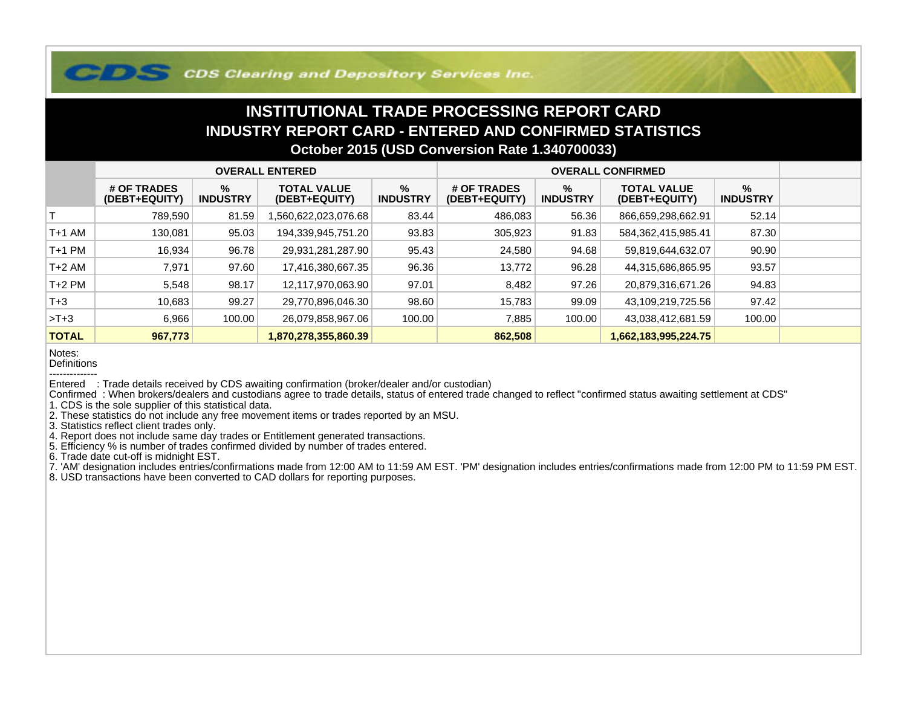CDS Clearing and Depository Services Inc.

# INSTITUTIONAL TRADE PROCESSING REPORT CARD

## INDUSTRY REPORT CARD - ENTERED AND CONFIRMED STATISTICS

### October 2015 (USD Conversion Rate 1.340700033)

| | OVERALL ENTERED | | | | OVERALL CONFIRMED | | | | |
|---|---|---|---|---|---|---|---|---|---|
| | # OF TRADES (DEBT+EQUITY) | % INDUSTRY | TOTAL VALUE (DEBT+EQUITY) | % INDUSTRY | # OF TRADES (DEBT+EQUITY) | % INDUSTRY | TOTAL VALUE (DEBT+EQUITY) | % INDUSTRY | |
| T | 789,590 | 81.59 | 1,560,622,023,076.68 | 83.44 | 486,083 | 56.36 | 866,659,298,662.91 | 52.14 | |
| T+1 AM | 130,081 | 95.03 | 194,339,945,751.20 | 93.83 | 305,923 | 91.83 | 584,362,415,985.41 | 87.30 | |
| T+1 PM | 16,934 | 96.78 | 29,931,281,287.90 | 95.43 | 24,580 | 94.68 | 59,819,644,632.07 | 90.90 | |
| T+2 AM | 7,971 | 97.60 | 17,416,380,667.35 | 96.36 | 13,772 | 96.28 | 44,315,686,865.95 | 93.57 | |
| T+2 PM | 5,548 | 98.17 | 12,117,970,063.90 | 97.01 | 8,482 | 97.26 | 20,879,316,671.26 | 94.83 | |
| T+3 | 10,683 | 99.27 | 29,770,896,046.30 | 98.60 | 15,783 | 99.09 | 43,109,219,725.56 | 97.42 | |
| >T+3 | 6,966 | 100.00 | 26,079,858,967.06 | 100.00 | 7,885 | 100.00 | 43,038,412,681.59 | 100.00 | |
| **TOTAL** | **967,773** | | **1,870,278,355,860.39** | | **862,508** | | **1,662,183,995,224.75** | | |

Notes:
Definitions
--------------
Entered : Trade details received by CDS awaiting confirmation (broker/dealer and/or custodian)
Confirmed : When brokers/dealers and custodians agree to trade details, status of entered trade changed to reflect "confirmed status awaiting settlement at CDS"

1. CDS is the sole supplier of this statistical data.
2. These statistics do not include any free movement items or trades reported by an MSU.
3. Statistics reflect client trades only.
4. Report does not include same day trades or Entitlement generated transactions.
5. Efficiency % is number of trades confirmed divided by number of trades entered.
6. Trade date cut-off is midnight EST.
7. 'AM' designation includes entries/confirmations made from 12:00 AM to 11:59 AM EST. 'PM' designation includes entries/confirmations made from 12:00 PM to 11:59 PM EST.
8. USD transactions have been converted to CAD dollars for reporting purposes.